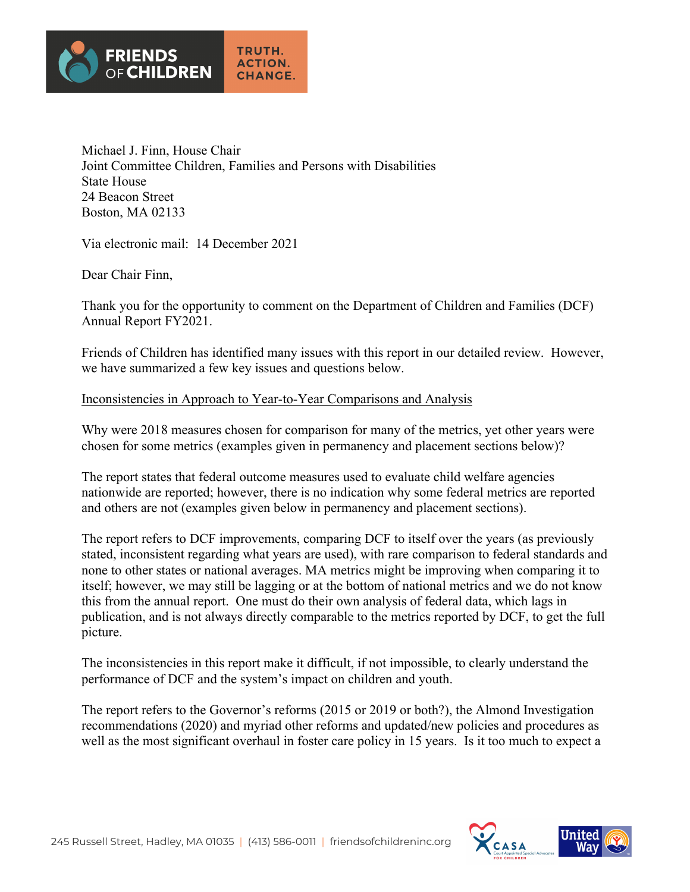FRIENDS OF CHILDREN

TRUTH. ACTION. CHANGE.

Michael J. Finn, House Chair
Joint Committee Children, Families and Persons with Disabilities
State House
24 Beacon Street
Boston, MA 02133

Via electronic mail: 14 December 2021

Dear Chair Finn,

Thank you for the opportunity to comment on the Department of Children and Families (DCF) Annual Report FY2021.

Friends of Children has identified many issues with this report in our detailed review. However, we have summarized a few key issues and questions below.

<u>Inconsistencies in Approach to Year-to-Year Comparisons and Analysis</u>

Why were 2018 measures chosen for comparison for many of the metrics, yet other years were chosen for some metrics (examples given in permanency and placement sections below)?

The report states that federal outcome measures used to evaluate child welfare agencies nationwide are reported; however, there is no indication why some federal metrics are reported and others are not (examples given below in permanency and placement sections).

The report refers to DCF improvements, comparing DCF to itself over the years (as previously stated, inconsistent regarding what years are used), with rare comparison to federal standards and none to other states or national averages. MA metrics might be improving when comparing it to itself; however, we may still be lagging or at the bottom of national metrics and we do not know this from the annual report. One must do their own analysis of federal data, which lags in publication, and is not always directly comparable to the metrics reported by DCF, to get the full picture.

The inconsistencies in this report make it difficult, if not impossible, to clearly understand the performance of DCF and the system's impact on children and youth.

The report refers to the Governor's reforms (2015 or 2019 or both?), the Almond Investigation recommendations (2020) and myriad other reforms and updated/new policies and procedures as well as the most significant overhaul in foster care policy in 15 years. Is it too much to expect a

245 Russell Street, Hadley, MA 01035 | (413) 586-0011 | friendsofchildreninc.org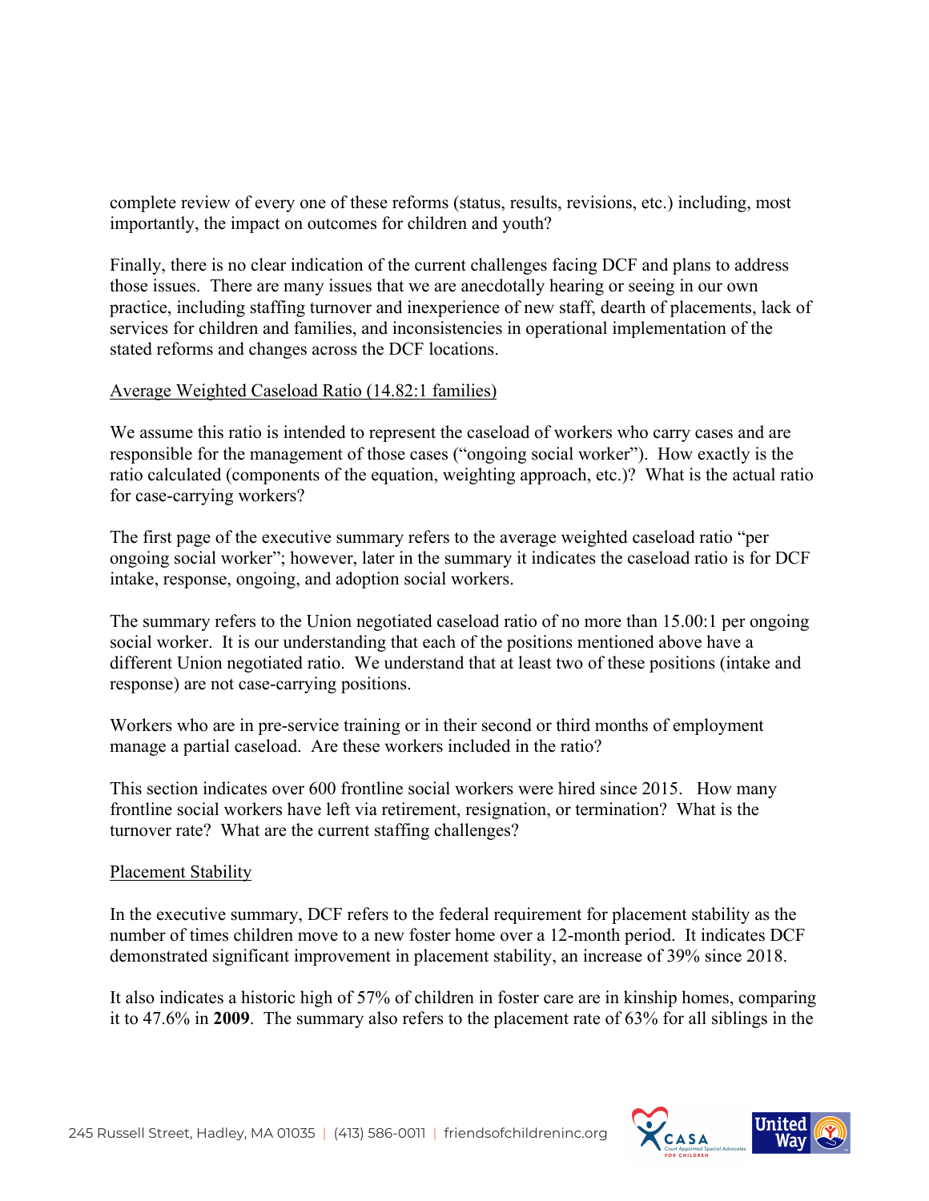complete review of every one of these reforms (status, results, revisions, etc.) including, most importantly, the impact on outcomes for children and youth?

Finally, there is no clear indication of the current challenges facing DCF and plans to address those issues. There are many issues that we are anecdotally hearing or seeing in our own practice, including staffing turnover and inexperience of new staff, dearth of placements, lack of services for children and families, and inconsistencies in operational implementation of the stated reforms and changes across the DCF locations.

<u>Average Weighted Caseload Ratio (14.82:1 families)</u>

We assume this ratio is intended to represent the caseload of workers who carry cases and are responsible for the management of those cases ("ongoing social worker"). How exactly is the ratio calculated (components of the equation, weighting approach, etc.)? What is the actual ratio for case-carrying workers?

The first page of the executive summary refers to the average weighted caseload ratio "per ongoing social worker"; however, later in the summary it indicates the caseload ratio is for DCF intake, response, ongoing, and adoption social workers.

The summary refers to the Union negotiated caseload ratio of no more than 15.00:1 per ongoing social worker. It is our understanding that each of the positions mentioned above have a different Union negotiated ratio. We understand that at least two of these positions (intake and response) are not case-carrying positions.

Workers who are in pre-service training or in their second or third months of employment manage a partial caseload. Are these workers included in the ratio?

This section indicates over 600 frontline social workers were hired since 2015. How many frontline social workers have left via retirement, resignation, or termination? What is the turnover rate? What are the current staffing challenges?

<u>Placement Stability</u>

In the executive summary, DCF refers to the federal requirement for placement stability as the number of times children move to a new foster home over a 12-month period. It indicates DCF demonstrated significant improvement in placement stability, an increase of 39% since 2018.

It also indicates a historic high of 57% of children in foster care are in kinship homes, comparing it to 47.6% in **2009**. The summary also refers to the placement rate of 63% for all siblings in the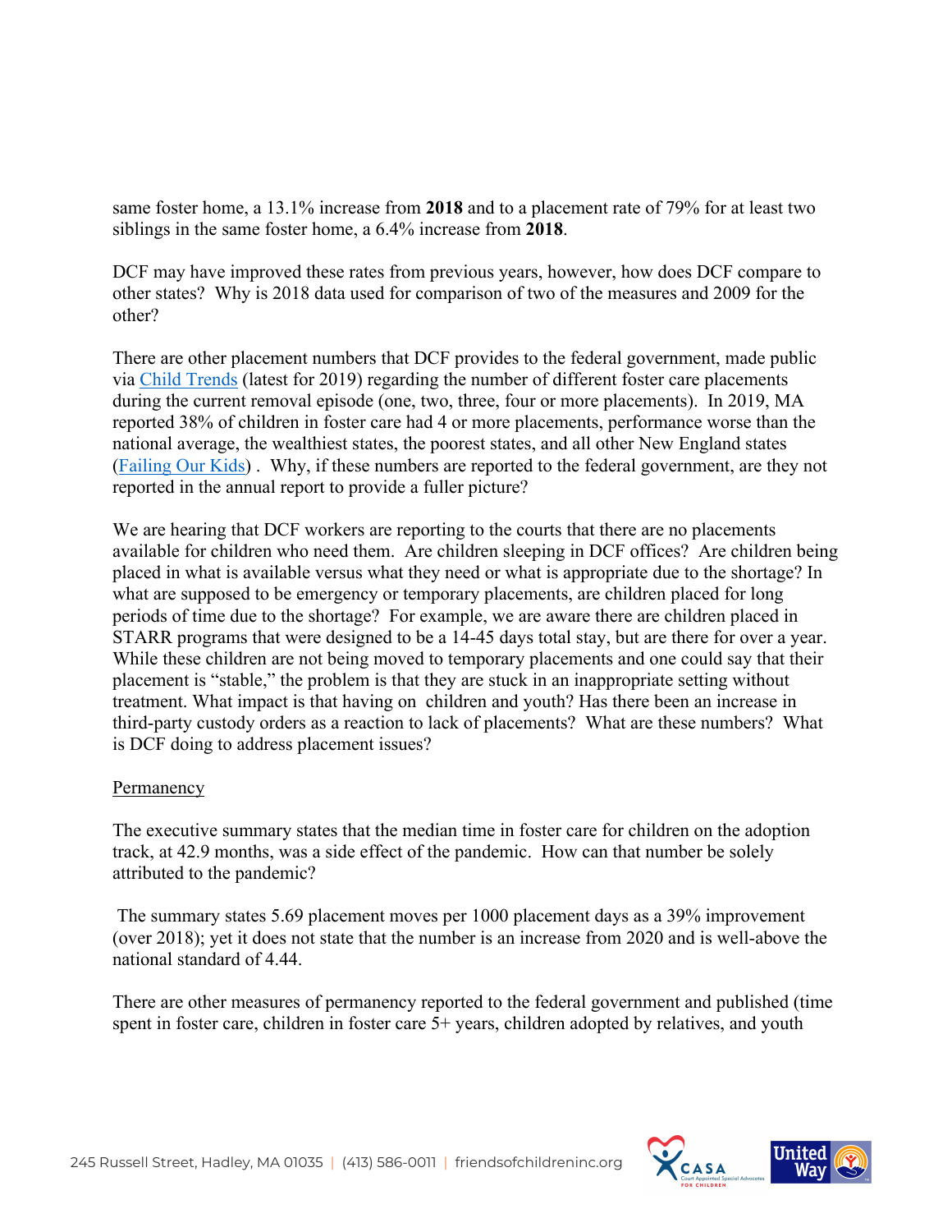same foster home, a 13.1% increase from **2018** and to a placement rate of 79% for at least two siblings in the same foster home, a 6.4% increase from **2018**.

DCF may have improved these rates from previous years, however, how does DCF compare to other states? Why is 2018 data used for comparison of two of the measures and 2009 for the other?

There are other placement numbers that DCF provides to the federal government, made public via [Child Trends]() (latest for 2019) regarding the number of different foster care placements during the current removal episode (one, two, three, four or more placements). In 2019, MA reported 38% of children in foster care had 4 or more placements, performance worse than the national average, the wealthiest states, the poorest states, and all other New England states ([Failing Our Kids]()) . Why, if these numbers are reported to the federal government, are they not reported in the annual report to provide a fuller picture?

We are hearing that DCF workers are reporting to the courts that there are no placements available for children who need them. Are children sleeping in DCF offices? Are children being placed in what is available versus what they need or what is appropriate due to the shortage? In what are supposed to be emergency or temporary placements, are children placed for long periods of time due to the shortage? For example, we are aware there are children placed in STARR programs that were designed to be a 14-45 days total stay, but are there for over a year. While these children are not being moved to temporary placements and one could say that their placement is "stable," the problem is that they are stuck in an inappropriate setting without treatment. What impact is that having on children and youth? Has there been an increase in third-party custody orders as a reaction to lack of placements? What are these numbers? What is DCF doing to address placement issues?

<u>Permanency</u>

The executive summary states that the median time in foster care for children on the adoption track, at 42.9 months, was a side effect of the pandemic. How can that number be solely attributed to the pandemic?

The summary states 5.69 placement moves per 1000 placement days as a 39% improvement (over 2018); yet it does not state that the number is an increase from 2020 and is well-above the national standard of 4.44.

There are other measures of permanency reported to the federal government and published (time spent in foster care, children in foster care 5+ years, children adopted by relatives, and youth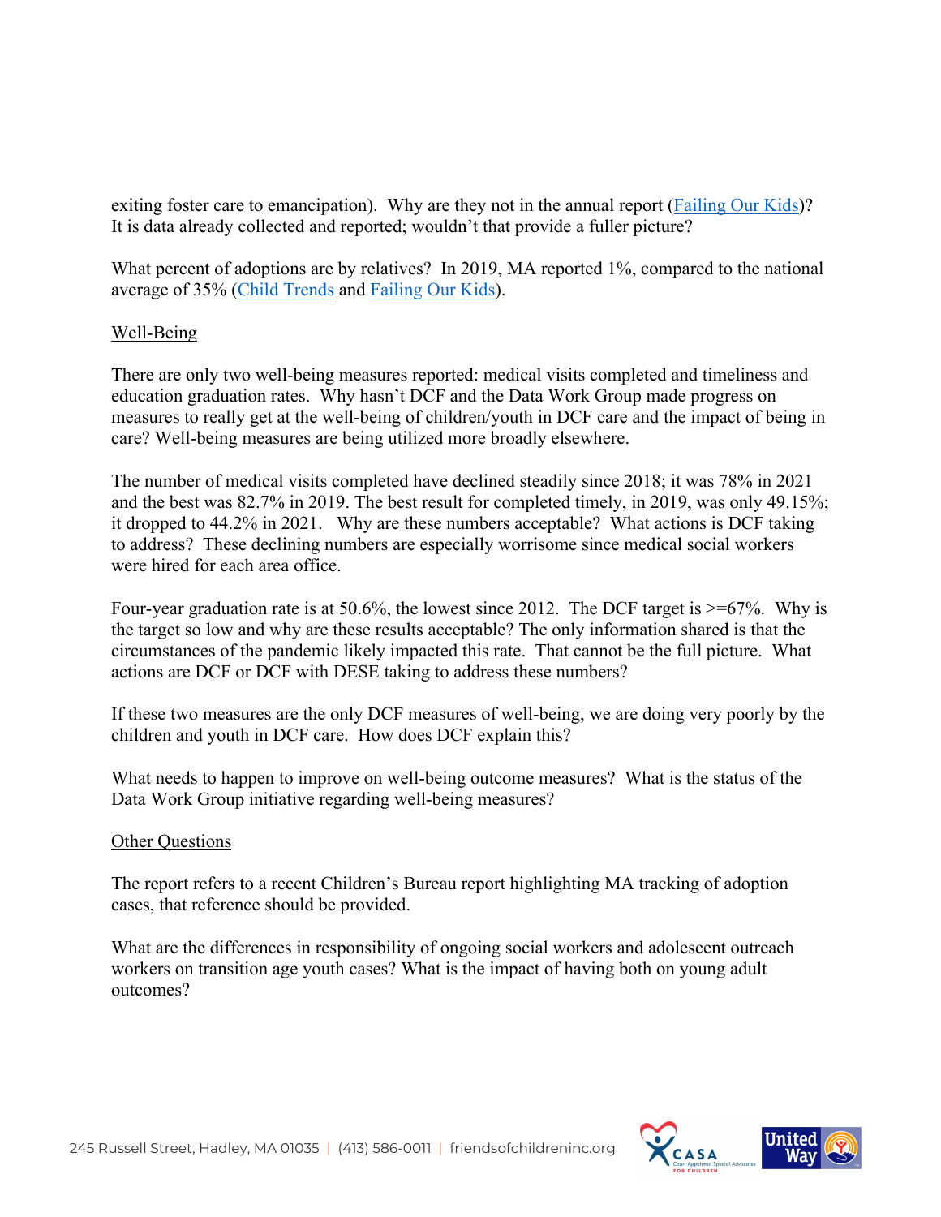exiting foster care to emancipation). Why are they not in the annual report ([Failing Our Kids](#))? It is data already collected and reported; wouldn't that provide a fuller picture?

What percent of adoptions are by relatives? In 2019, MA reported 1%, compared to the national average of 35% ([Child Trends](#) and [Failing Our Kids](#)).

<u>Well-Being</u>

There are only two well-being measures reported: medical visits completed and timeliness and education graduation rates. Why hasn't DCF and the Data Work Group made progress on measures to really get at the well-being of children/youth in DCF care and the impact of being in care? Well-being measures are being utilized more broadly elsewhere.

The number of medical visits completed have declined steadily since 2018; it was 78% in 2021 and the best was 82.7% in 2019. The best result for completed timely, in 2019, was only 49.15%; it dropped to 44.2% in 2021. Why are these numbers acceptable? What actions is DCF taking to address? These declining numbers are especially worrisome since medical social workers were hired for each area office.

Four-year graduation rate is at 50.6%, the lowest since 2012. The DCF target is >=67%. Why is the target so low and why are these results acceptable? The only information shared is that the circumstances of the pandemic likely impacted this rate. That cannot be the full picture. What actions are DCF or DCF with DESE taking to address these numbers?

If these two measures are the only DCF measures of well-being, we are doing very poorly by the children and youth in DCF care. How does DCF explain this?

What needs to happen to improve on well-being outcome measures? What is the status of the Data Work Group initiative regarding well-being measures?

<u>Other Questions</u>

The report refers to a recent Children's Bureau report highlighting MA tracking of adoption cases, that reference should be provided.

What are the differences in responsibility of ongoing social workers and adolescent outreach workers on transition age youth cases? What is the impact of having both on young adult outcomes?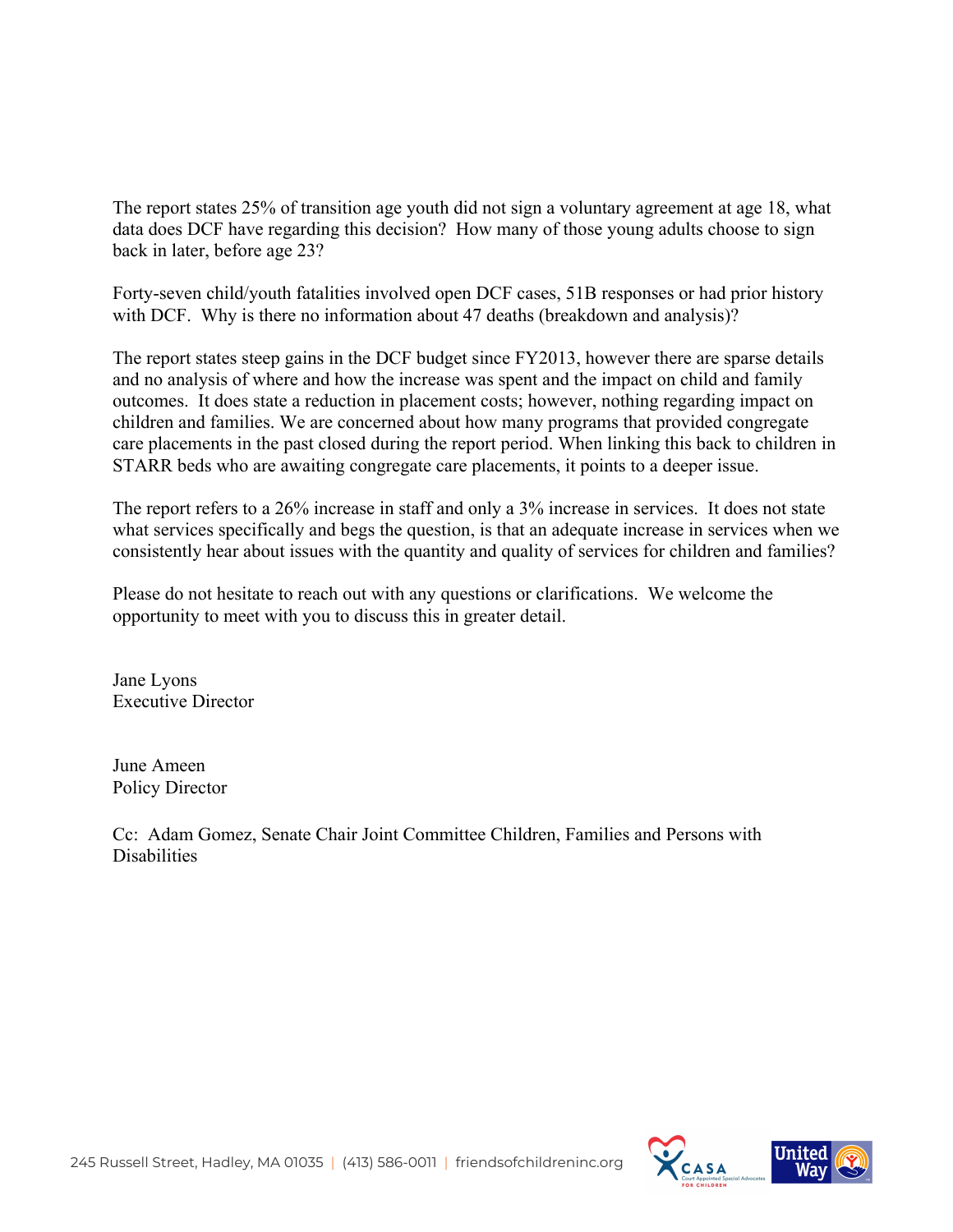The report states 25% of transition age youth did not sign a voluntary agreement at age 18, what data does DCF have regarding this decision? How many of those young adults choose to sign back in later, before age 23?

Forty-seven child/youth fatalities involved open DCF cases, 51B responses or had prior history with DCF. Why is there no information about 47 deaths (breakdown and analysis)?

The report states steep gains in the DCF budget since FY2013, however there are sparse details and no analysis of where and how the increase was spent and the impact on child and family outcomes. It does state a reduction in placement costs; however, nothing regarding impact on children and families. We are concerned about how many programs that provided congregate care placements in the past closed during the report period. When linking this back to children in STARR beds who are awaiting congregate care placements, it points to a deeper issue.

The report refers to a 26% increase in staff and only a 3% increase in services. It does not state what services specifically and begs the question, is that an adequate increase in services when we consistently hear about issues with the quantity and quality of services for children and families?

Please do not hesitate to reach out with any questions or clarifications. We welcome the opportunity to meet with you to discuss this in greater detail.

Jane Lyons
Executive Director

June Ameen
Policy Director

Cc: Adam Gomez, Senate Chair Joint Committee Children, Families and Persons with Disabilities

245 Russell Street, Hadley, MA 01035 | (413) 586-0011 | friendsofchildreninc.org